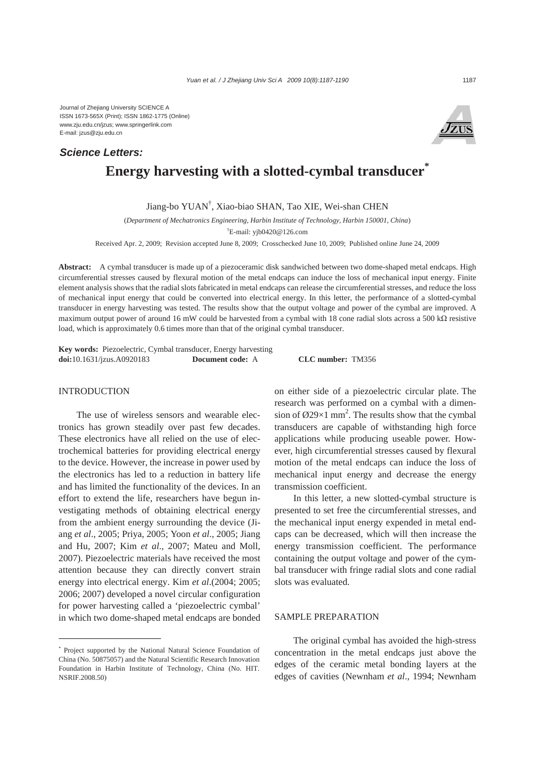Journal of Zhejiang University SCIENCE A
ISSN 1673-565X (Print); ISSN 1862-1775 (Online)
www.zju.edu.cn/jzus; www.springerlink.com
E-mail: jzus@zju.edu.cn

***Science Letters:***

# Energy harvesting with a slotted-cymbal transducer*

Jiang-bo YUAN†, Xiao-biao SHAN, Tao XIE, Wei-shan CHEN

(*Department of Mechatronics Engineering, Harbin Institute of Technology, Harbin 150001, China*)

†E-mail: yjb0420@126.com

Received Apr. 2, 2009; Revision accepted June 8, 2009; Crosschecked June 10, 2009; Published online June 24, 2009

**Abstract:** A cymbal transducer is made up of a piezoceramic disk sandwiched between two dome-shaped metal endcaps. High circumferential stresses caused by flexural motion of the metal endcaps can induce the loss of mechanical input energy. Finite element analysis shows that the radial slots fabricated in metal endcaps can release the circumferential stresses, and reduce the loss of mechanical input energy that could be converted into electrical energy. In this letter, the performance of a slotted-cymbal transducer in energy harvesting was tested. The results show that the output voltage and power of the cymbal are improved. A maximum output power of around 16 mW could be harvested from a cymbal with 18 cone radial slots across a 500 kΩ resistive load, which is approximately 0.6 times more than that of the original cymbal transducer.

**Key words:** Piezoelectric, Cymbal transducer, Energy harvesting
**doi:**10.1631/jzus.A0920183 **Document code:** A **CLC number:** TM356

## INTRODUCTION

The use of wireless sensors and wearable electronics has grown steadily over past few decades. These electronics have all relied on the use of electrochemical batteries for providing electrical energy to the device. However, the increase in power used by the electronics has led to a reduction in battery life and has limited the functionality of the devices. In an effort to extend the life, researchers have begun investigating methods of obtaining electrical energy from the ambient energy surrounding the device (Jiang *et al*., 2005; Priya, 2005; Yoon *et al*., 2005; Jiang and Hu, 2007; Kim *et al*., 2007; Mateu and Moll, 2007). Piezoelectric materials have received the most attention because they can directly convert strain energy into electrical energy. Kim *et al*.(2004; 2005; 2006; 2007) developed a novel circular configuration for power harvesting called a 'piezoelectric cymbal' in which two dome-shaped metal endcaps are bonded on either side of a piezoelectric circular plate. The research was performed on a cymbal with a dimension of Ø29×1 mm$^2$. The results show that the cymbal transducers are capable of withstanding high force applications while producing useable power. However, high circumferential stresses caused by flexural motion of the metal endcaps can induce the loss of mechanical input energy and decrease the energy transmission coefficient.

In this letter, a new slotted-cymbal structure is presented to set free the circumferential stresses, and the mechanical input energy expended in metal endcaps can be decreased, which will then increase the energy transmission coefficient. The performance containing the output voltage and power of the cymbal transducer with fringe radial slots and cone radial slots was evaluated.

## SAMPLE PREPARATION

The original cymbal has avoided the high-stress concentration in the metal endcaps just above the edges of the ceramic metal bonding layers at the edges of cavities (Newnham *et al*., 1994; Newnham

---

* Project supported by the National Natural Science Foundation of China (No. 50875057) and the Natural Scientific Research Innovation Foundation in Harbin Institute of Technology, China (No. HIT. NSRIF.2008.50)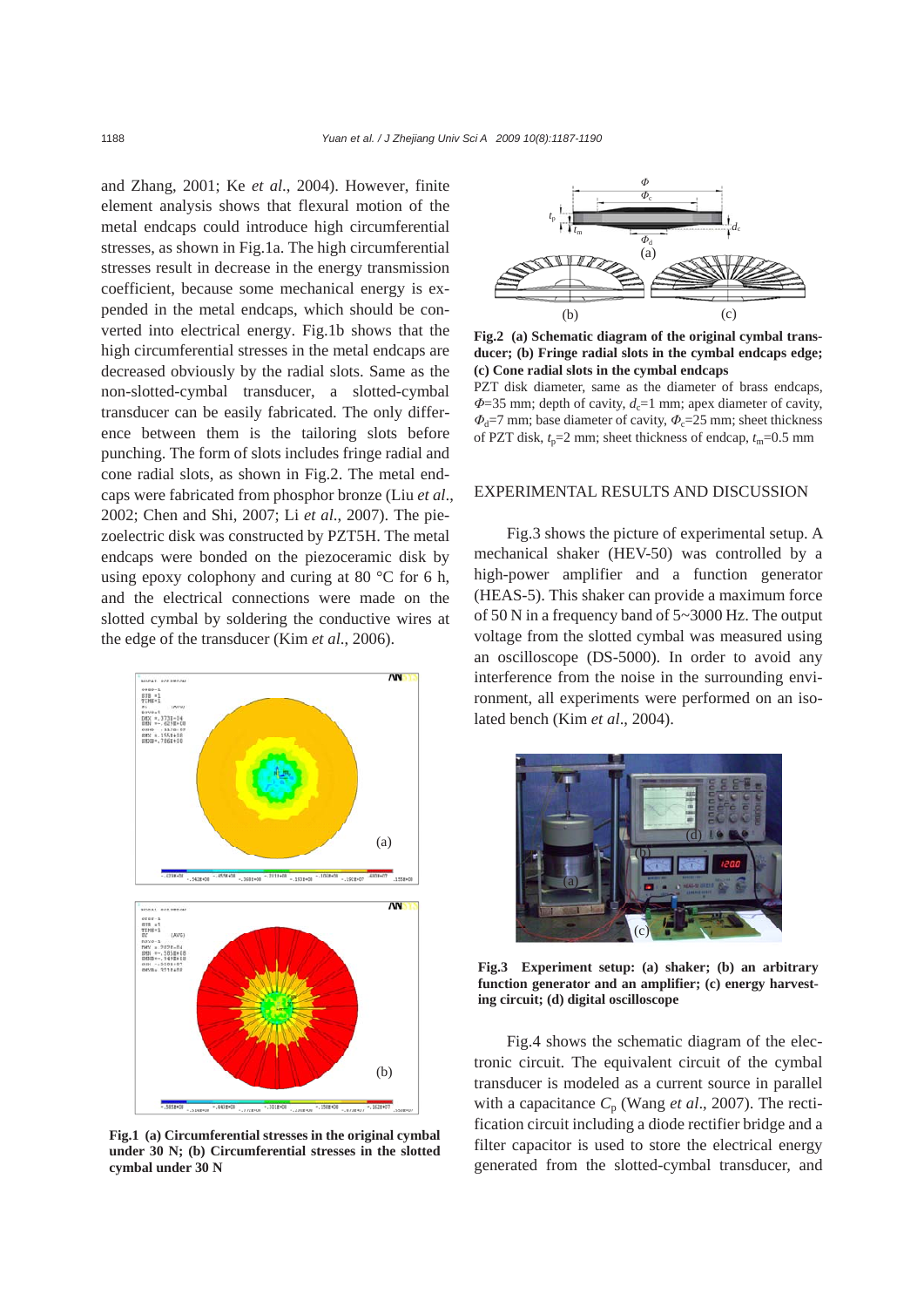and Zhang, 2001; Ke *et al*., 2004). However, finite element analysis shows that flexural motion of the metal endcaps could introduce high circumferential stresses, as shown in Fig.1a. The high circumferential stresses result in decrease in the energy transmission coefficient, because some mechanical energy is expended in the metal endcaps, which should be converted into electrical energy. Fig.1b shows that the high circumferential stresses in the metal endcaps are decreased obviously by the radial slots. Same as the non-slotted-cymbal transducer, a slotted-cymbal transducer can be easily fabricated. The only difference between them is the tailoring slots before punching. The form of slots includes fringe radial and cone radial slots, as shown in Fig.2. The metal endcaps were fabricated from phosphor bronze (Liu *et al*., 2002; Chen and Shi, 2007; Li *et al*., 2007). The piezoelectric disk was constructed by PZT5H. The metal endcaps were bonded on the piezoceramic disk by using epoxy colophony and curing at 80 °C for 6 h, and the electrical connections were made on the slotted cymbal by soldering the conductive wires at the edge of the transducer (Kim *et al*., 2006).

**Fig.1 (a) Circumferential stresses in the original cymbal under 30 N; (b) Circumferential stresses in the slotted cymbal under 30 N**

**Fig.2 (a) Schematic diagram of the original cymbal transducer; (b) Fringe radial slots in the cymbal endcaps edge; (c) Cone radial slots in the cymbal endcaps**

PZT disk diameter, same as the diameter of brass endcaps, $\Phi$=35 mm; depth of cavity, $d_c$=1 mm; apex diameter of cavity, $\Phi_d$=7 mm; base diameter of cavity, $\Phi_c$=25 mm; sheet thickness of PZT disk, $t_p$=2 mm; sheet thickness of endcap, $t_m$=0.5 mm

## EXPERIMENTAL RESULTS AND DISCUSSION

Fig.3 shows the picture of experimental setup. A mechanical shaker (HEV-50) was controlled by a high-power amplifier and a function generator (HEAS-5). This shaker can provide a maximum force of 50 N in a frequency band of 5~3000 Hz. The output voltage from the slotted cymbal was measured using an oscilloscope (DS-5000). In order to avoid any interference from the noise in the surrounding environment, all experiments were performed on an isolated bench (Kim *et al*., 2004).

**Fig.3 Experiment setup: (a) shaker; (b) an arbitrary function generator and an amplifier; (c) energy harvesting circuit; (d) digital oscilloscope**

Fig.4 shows the schematic diagram of the electronic circuit. The equivalent circuit of the cymbal transducer is modeled as a current source in parallel with a capacitance $C_p$ (Wang *et al*., 2007). The rectification circuit including a diode rectifier bridge and a filter capacitor is used to store the electrical energy generated from the slotted-cymbal transducer, and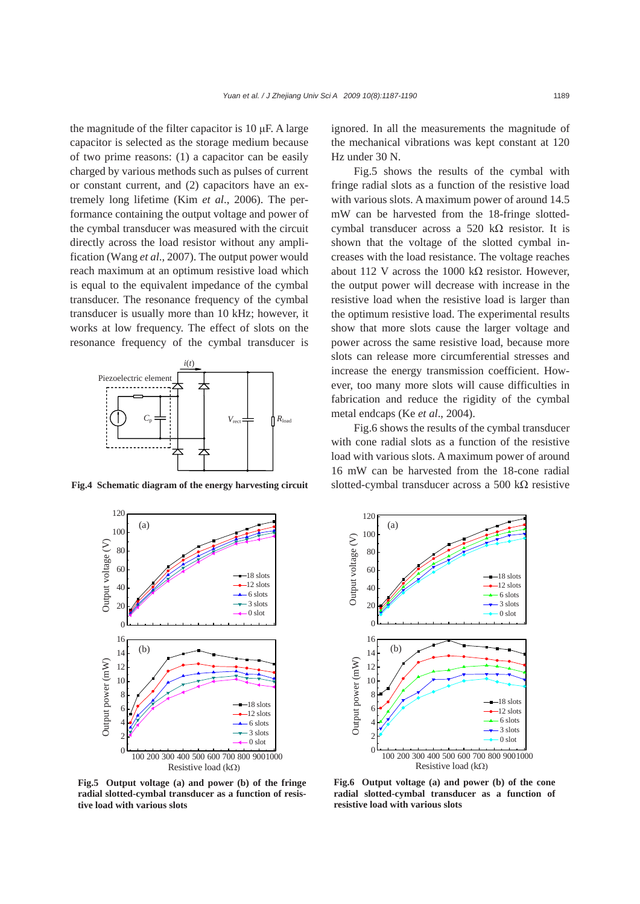the magnitude of the filter capacitor is 10 μF. A large capacitor is selected as the storage medium because of two prime reasons: (1) a capacitor can be easily charged by various methods such as pulses of current or constant current, and (2) capacitors have an extremely long lifetime (Kim *et al*., 2006). The performance containing the output voltage and power of the cymbal transducer was measured with the circuit directly across the load resistor without any amplification (Wang *et al*., 2007). The output power would reach maximum at an optimum resistive load which is equal to the equivalent impedance of the cymbal transducer. The resonance frequency of the cymbal transducer is usually more than 10 kHz; however, it works at low frequency. The effect of slots on the resonance frequency of the cymbal transducer is ignored. In all the measurements the magnitude of the mechanical vibrations was kept constant at 120 Hz under 30 N.

**Fig.4 Schematic diagram of the energy harvesting circuit**

Fig.5 shows the results of the cymbal with fringe radial slots as a function of the resistive load with various slots. A maximum power of around 14.5 mW can be harvested from the 18-fringe slotted-cymbal transducer across a 520 kΩ resistor. It is shown that the voltage of the slotted cymbal increases with the load resistance. The voltage reaches about 112 V across the 1000 kΩ resistor. However, the output power will decrease with increase in the resistive load when the resistive load is larger than the optimum resistive load. The experimental results show that more slots cause the larger voltage and power across the same resistive load, because more slots can release more circumferential stresses and increase the energy transmission coefficient. However, too many more slots will cause difficulties in fabrication and reduce the rigidity of the cymbal metal endcaps (Ke *et al*., 2004).

Fig.6 shows the results of the cymbal transducer with cone radial slots as a function of the resistive load with various slots. A maximum power of around 16 mW can be harvested from the 18-cone radial slotted-cymbal transducer across a 500 kΩ resistive

**Fig.5 Output voltage (a) and power (b) of the fringe radial slotted-cymbal transducer as a function of resistive load with various slots**

**Fig.6 Output voltage (a) and power (b) of the cone radial slotted-cymbal transducer as a function of resistive load with various slots**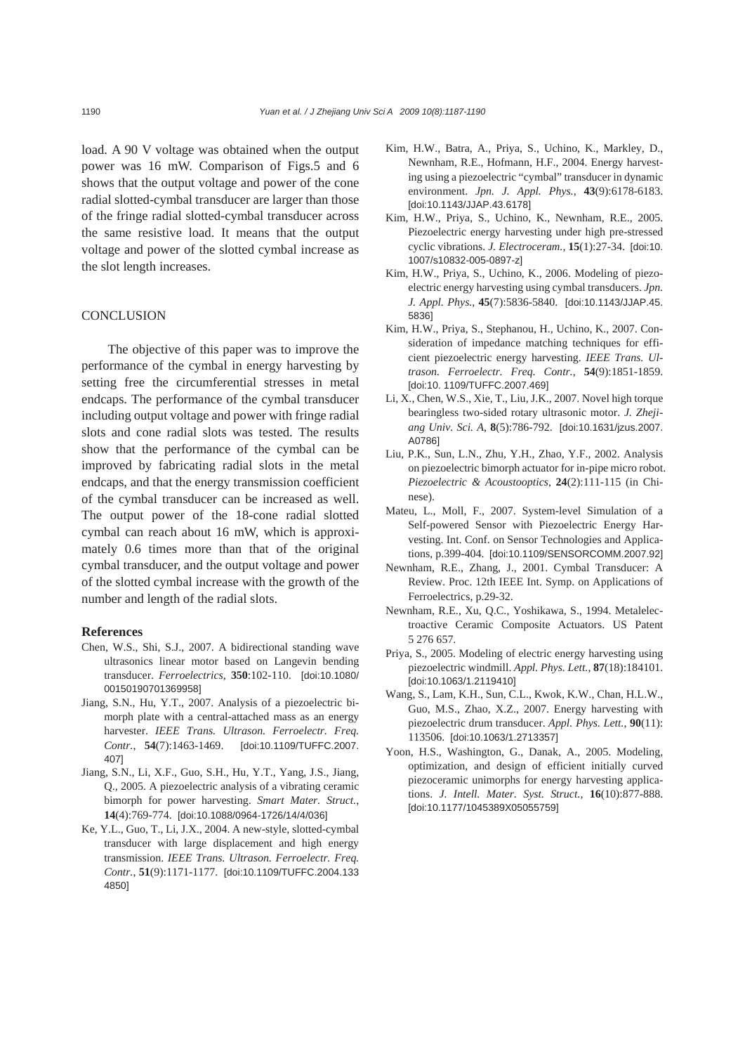load. A 90 V voltage was obtained when the output power was 16 mW. Comparison of Figs.5 and 6 shows that the output voltage and power of the cone radial slotted-cymbal transducer are larger than those of the fringe radial slotted-cymbal transducer across the same resistive load. It means that the output voltage and power of the slotted cymbal increase as the slot length increases.

## CONCLUSION

The objective of this paper was to improve the performance of the cymbal in energy harvesting by setting free the circumferential stresses in metal endcaps. The performance of the cymbal transducer including output voltage and power with fringe radial slots and cone radial slots was tested. The results show that the performance of the cymbal can be improved by fabricating radial slots in the metal endcaps, and that the energy transmission coefficient of the cymbal transducer can be increased as well. The output power of the 18-cone radial slotted cymbal can reach about 16 mW, which is approximately 0.6 times more than that of the original cymbal transducer, and the output voltage and power of the slotted cymbal increase with the growth of the number and length of the radial slots.

### References

Chen, W.S., Shi, S.J., 2007. A bidirectional standing wave ultrasonics linear motor based on Langevin bending transducer. *Ferroelectrics*, **350**:102-110. [doi:10.1080/00150190701369958]

Jiang, S.N., Hu, Y.T., 2007. Analysis of a piezoelectric bimorph plate with a central-attached mass as an energy harvester. *IEEE Trans. Ultrason. Ferroelectr. Freq. Contr.*, **54**(7):1463-1469. [doi:10.1109/TUFFC.2007.407]

Jiang, S.N., Li, X.F., Guo, S.H., Hu, Y.T., Yang, J.S., Jiang, Q., 2005. A piezoelectric analysis of a vibrating ceramic bimorph for power harvesting. *Smart Mater. Struct.*, **14**(4):769-774. [doi:10.1088/0964-1726/14/4/036]

Ke, Y.L., Guo, T., Li, J.X., 2004. A new-style, slotted-cymbal transducer with large displacement and high energy transmission. *IEEE Trans. Ultrason. Ferroelectr. Freq. Contr.*, **51**(9):1171-1177. [doi:10.1109/TUFFC.2004.1334850]

Kim, H.W., Batra, A., Priya, S., Uchino, K., Markley, D., Newnham, R.E., Hofmann, H.F., 2004. Energy harvesting using a piezoelectric "cymbal" transducer in dynamic environment. *Jpn. J. Appl. Phys.*, **43**(9):6178-6183. [doi:10.1143/JJAP.43.6178]

Kim, H.W., Priya, S., Uchino, K., Newnham, R.E., 2005. Piezoelectric energy harvesting under high pre-stressed cyclic vibrations. *J. Electroceram.*, **15**(1):27-34. [doi:10.1007/s10832-005-0897-z]

Kim, H.W., Priya, S., Uchino, K., 2006. Modeling of piezoelectric energy harvesting using cymbal transducers. *Jpn. J. Appl. Phys.*, **45**(7):5836-5840. [doi:10.1143/JJAP.45.5836]

Kim, H.W., Priya, S., Stephanou, H., Uchino, K., 2007. Consideration of impedance matching techniques for efficient piezoelectric energy harvesting. *IEEE Trans. Ultrason. Ferroelectr. Freq. Contr.*, **54**(9):1851-1859. [doi:10.1109/TUFFC.2007.469]

Li, X., Chen, W.S., Xie, T., Liu, J.K., 2007. Novel high torque bearingless two-sided rotary ultrasonic motor. *J. Zhejiang Univ. Sci. A*, **8**(5):786-792. [doi:10.1631/jzus.2007.A0786]

Liu, P.K., Sun, L.N., Zhu, Y.H., Zhao, Y.F., 2002. Analysis on piezoelectric bimorph actuator for in-pipe micro robot. *Piezoelectric & Acoustooptics*, **24**(2):111-115 (in Chinese).

Mateu, L., Moll, F., 2007. System-level Simulation of a Self-powered Sensor with Piezoelectric Energy Harvesting. Int. Conf. on Sensor Technologies and Applications, p.399-404. [doi:10.1109/SENSORCOMM.2007.92]

Newnham, R.E., Zhang, J., 2001. Cymbal Transducer: A Review. Proc. 12th IEEE Int. Symp. on Applications of Ferroelectrics, p.29-32.

Newnham, R.E., Xu, Q.C., Yoshikawa, S., 1994. Metalelectroactive Ceramic Composite Actuators. US Patent 5 276 657.

Priya, S., 2005. Modeling of electric energy harvesting using piezoelectric windmill. *Appl. Phys. Lett.*, **87**(18):184101. [doi:10.1063/1.2119410]

Wang, S., Lam, K.H., Sun, C.L., Kwok, K.W., Chan, H.L.W., Guo, M.S., Zhao, X.Z., 2007. Energy harvesting with piezoelectric drum transducer. *Appl. Phys. Lett.*, **90**(11):113506. [doi:10.1063/1.2713357]

Yoon, H.S., Washington, G., Danak, A., 2005. Modeling, optimization, and design of efficient initially curved piezoceramic unimorphs for energy harvesting applications. *J. Intell. Mater. Syst. Struct.*, **16**(10):877-888. [doi:10.1177/1045389X05055759]